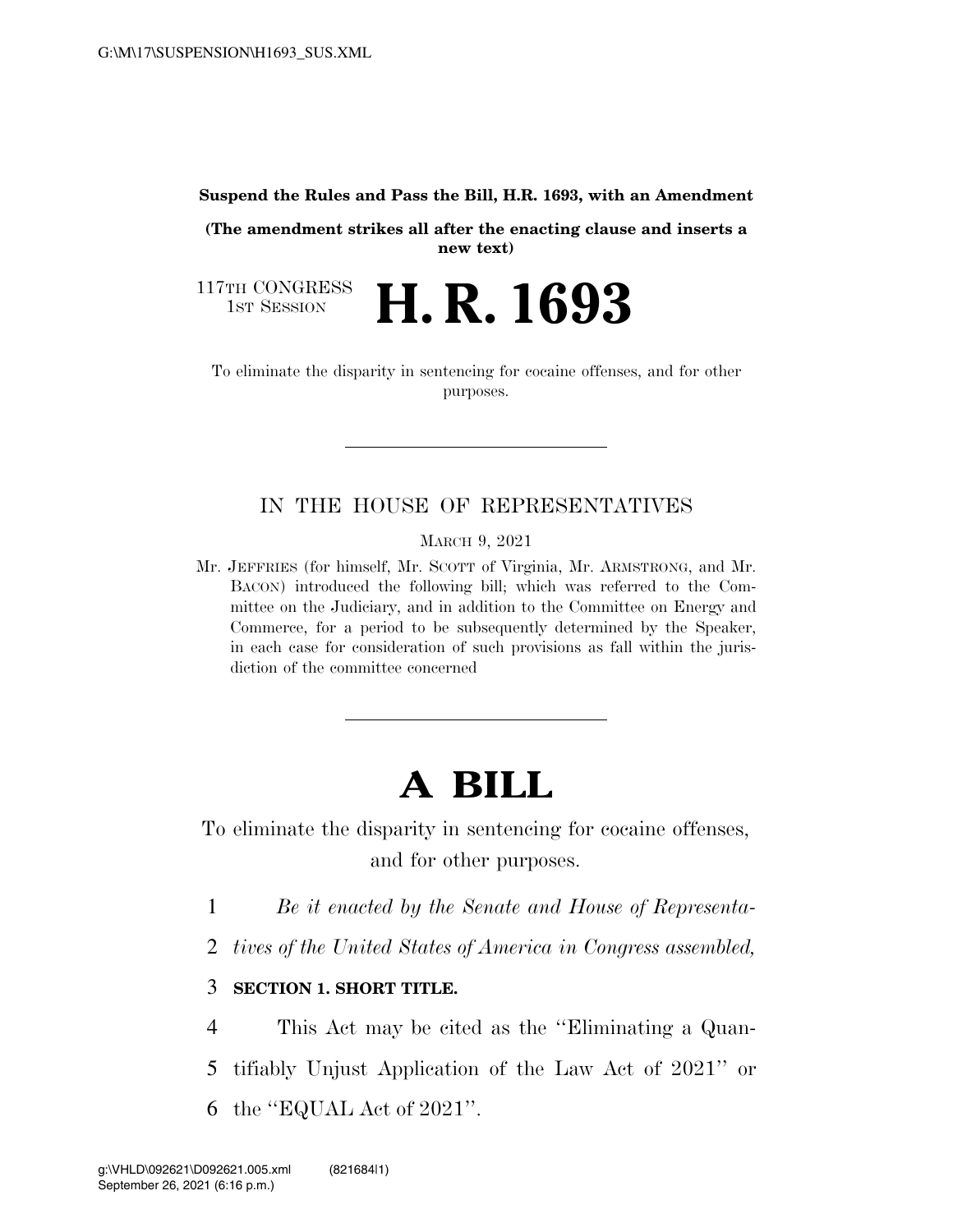**Suspend the Rules and Pass the Bill, H.R. 1693, with an Amendment**

**(The amendment strikes all after the enacting clause and inserts a new text)**

117TH CONGRESS
1ST SESSION

# H. R. 1693

To eliminate the disparity in sentencing for cocaine offenses, and for other purposes.

---

IN THE HOUSE OF REPRESENTATIVES

MARCH 9, 2021

Mr. JEFFRIES (for himself, Mr. SCOTT of Virginia, Mr. ARMSTRONG, and Mr. BACON) introduced the following bill; which was referred to the Committee on the Judiciary, and in addition to the Committee on Energy and Commerce, for a period to be subsequently determined by the Speaker, in each case for consideration of such provisions as fall within the jurisdiction of the committee concerned

---

# A BILL

To eliminate the disparity in sentencing for cocaine offenses, and for other purposes.

1 *Be it enacted by the Senate and House of Representa-*

2 *tives of the United States of America in Congress assembled,*

3 **SECTION 1. SHORT TITLE.**

4 This Act may be cited as the ''Eliminating a Quan-

5 tifiably Unjust Application of the Law Act of 2021'' or

6 the ''EQUAL Act of 2021''.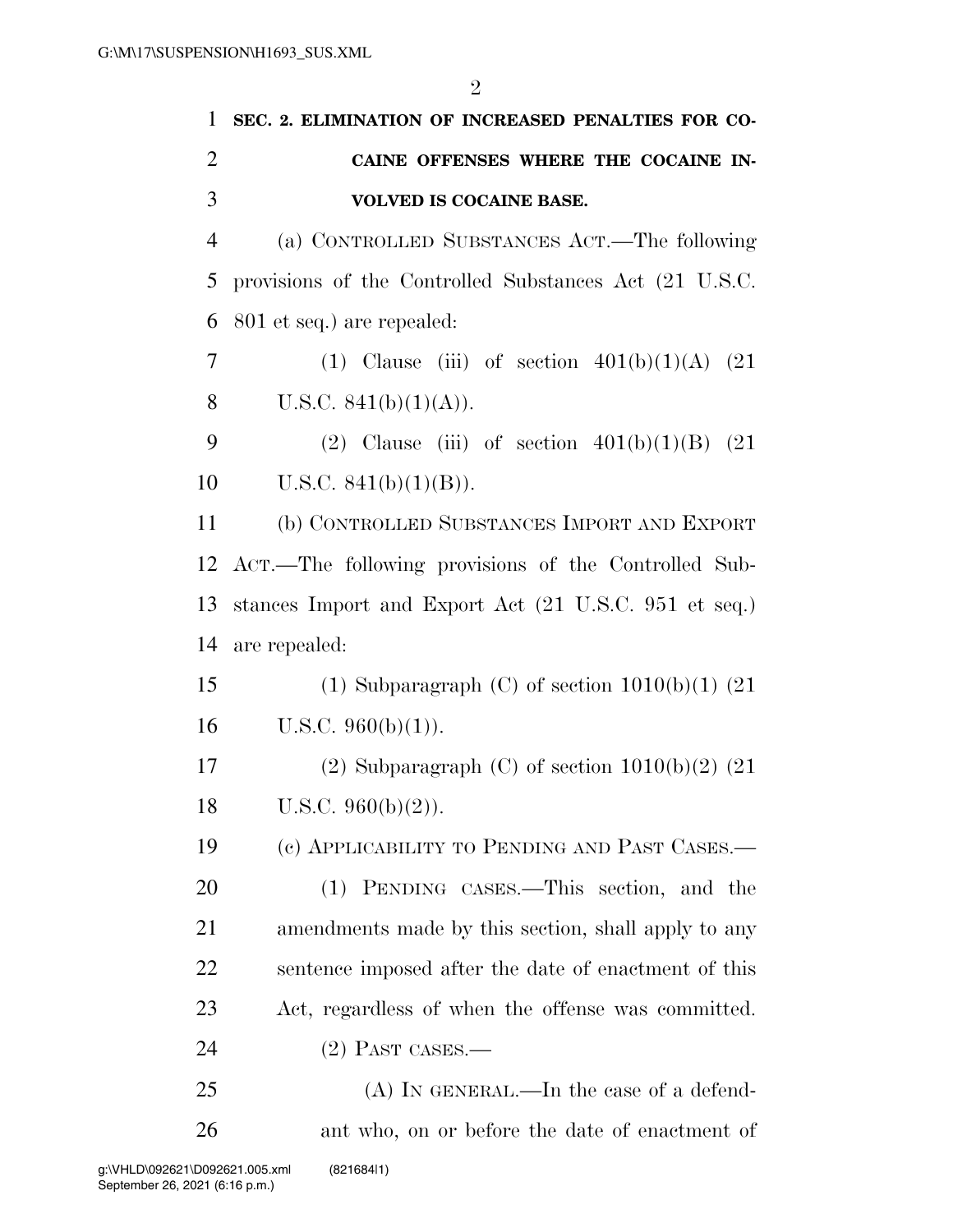**SEC. 2. ELIMINATION OF INCREASED PENALTIES FOR COCAINE OFFENSES WHERE THE COCAINE INVOLVED IS COCAINE BASE.**

(a) CONTROLLED SUBSTANCES ACT.—The following provisions of the Controlled Substances Act (21 U.S.C. 801 et seq.) are repealed:

(1) Clause (iii) of section 401(b)(1)(A) (21 U.S.C. 841(b)(1)(A)).

(2) Clause (iii) of section 401(b)(1)(B) (21 U.S.C. 841(b)(1)(B)).

(b) CONTROLLED SUBSTANCES IMPORT AND EXPORT ACT.—The following provisions of the Controlled Substances Import and Export Act (21 U.S.C. 951 et seq.) are repealed:

(1) Subparagraph (C) of section 1010(b)(1) (21 U.S.C. 960(b)(1)).

(2) Subparagraph (C) of section 1010(b)(2) (21 U.S.C. 960(b)(2)).

(c) APPLICABILITY TO PENDING AND PAST CASES.—

(1) PENDING CASES.—This section, and the amendments made by this section, shall apply to any sentence imposed after the date of enactment of this Act, regardless of when the offense was committed.

(2) PAST CASES.—

(A) IN GENERAL.—In the case of a defendant who, on or before the date of enactment of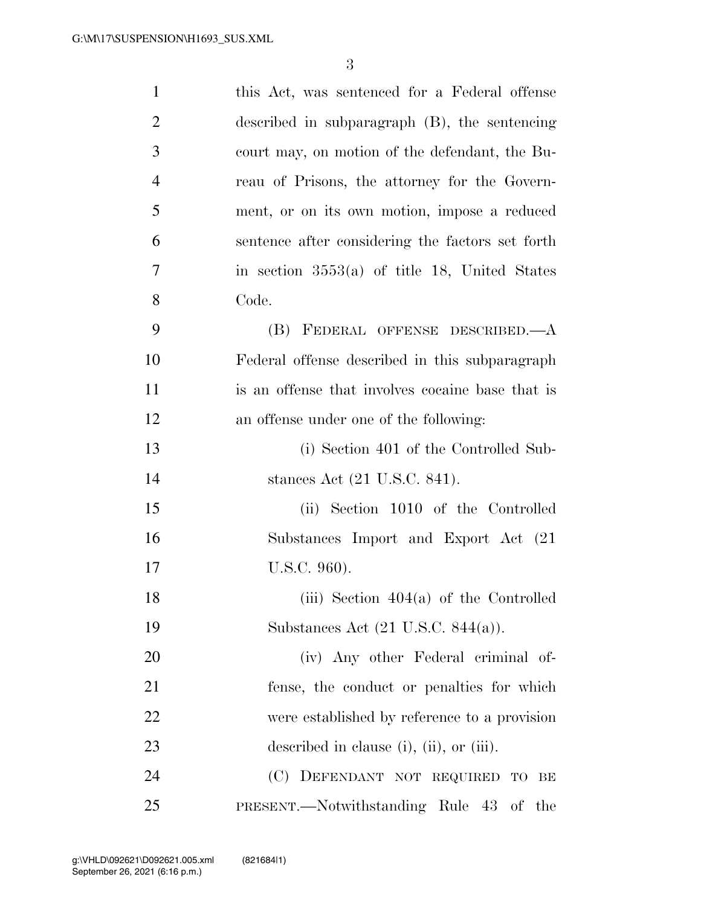this Act, was sentenced for a Federal offense described in subparagraph (B), the sentencing court may, on motion of the defendant, the Bureau of Prisons, the attorney for the Government, or on its own motion, impose a reduced sentence after considering the factors set forth in section 3553(a) of title 18, United States Code.

(B) FEDERAL OFFENSE DESCRIBED.—A Federal offense described in this subparagraph is an offense that involves cocaine base that is an offense under one of the following:

(i) Section 401 of the Controlled Substances Act (21 U.S.C. 841).

(ii) Section 1010 of the Controlled Substances Import and Export Act (21 U.S.C. 960).

(iii) Section 404(a) of the Controlled Substances Act (21 U.S.C. 844(a)).

(iv) Any other Federal criminal offense, the conduct or penalties for which were established by reference to a provision described in clause (i), (ii), or (iii).

(C) DEFENDANT NOT REQUIRED TO BE PRESENT.—Notwithstanding Rule 43 of the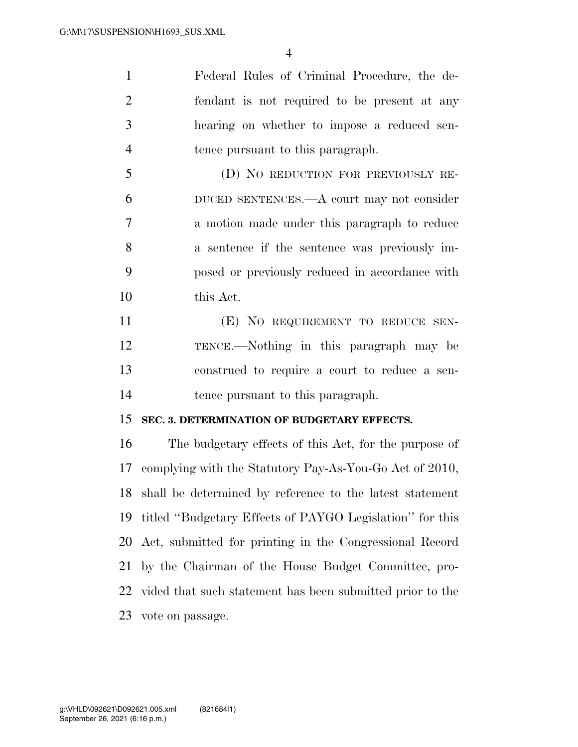Federal Rules of Criminal Procedure, the defendant is not required to be present at any hearing on whether to impose a reduced sentence pursuant to this paragraph.

(D) NO REDUCTION FOR PREVIOUSLY REDUCED SENTENCES.—A court may not consider a motion made under this paragraph to reduce a sentence if the sentence was previously imposed or previously reduced in accordance with this Act.

(E) NO REQUIREMENT TO REDUCE SENTENCE.—Nothing in this paragraph may be construed to require a court to reduce a sentence pursuant to this paragraph.

**SEC. 3. DETERMINATION OF BUDGETARY EFFECTS.**

The budgetary effects of this Act, for the purpose of complying with the Statutory Pay-As-You-Go Act of 2010, shall be determined by reference to the latest statement titled "Budgetary Effects of PAYGO Legislation" for this Act, submitted for printing in the Congressional Record by the Chairman of the House Budget Committee, provided that such statement has been submitted prior to the vote on passage.